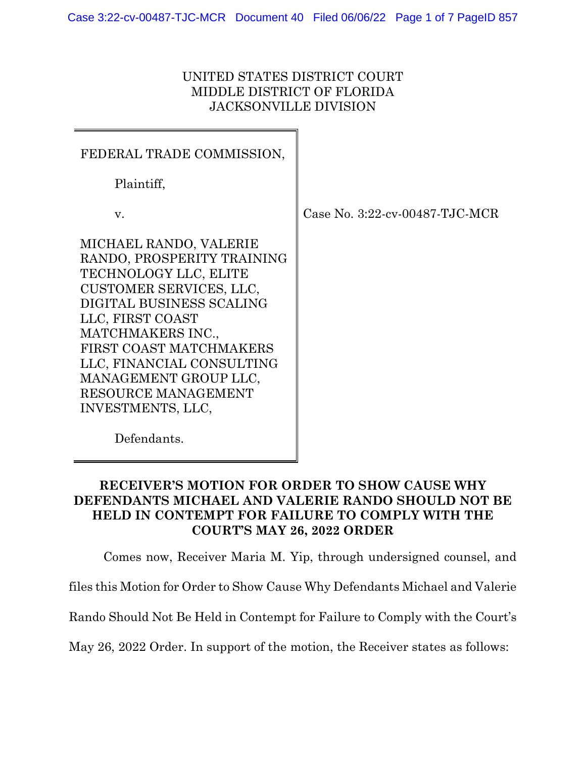UNITED STATES DISTRICT COURT
MIDDLE DISTRICT OF FLORIDA
JACKSONVILLE DIVISION

FEDERAL TRADE COMMISSION,

Plaintiff,

v.

MICHAEL RANDO, VALERIE RANDO, PROSPERITY TRAINING TECHNOLOGY LLC, ELITE CUSTOMER SERVICES, LLC, DIGITAL BUSINESS SCALING LLC, FIRST COAST MATCHMAKERS INC., FIRST COAST MATCHMAKERS LLC, FINANCIAL CONSULTING MANAGEMENT GROUP LLC, RESOURCE MANAGEMENT INVESTMENTS, LLC,

Defendants.

Case No. 3:22-cv-00487-TJC-MCR

**RECEIVER'S MOTION FOR ORDER TO SHOW CAUSE WHY DEFENDANTS MICHAEL AND VALERIE RANDO SHOULD NOT BE HELD IN CONTEMPT FOR FAILURE TO COMPLY WITH THE COURT'S MAY 26, 2022 ORDER**

Comes now, Receiver Maria M. Yip, through undersigned counsel, and files this Motion for Order to Show Cause Why Defendants Michael and Valerie Rando Should Not Be Held in Contempt for Failure to Comply with the Court's May 26, 2022 Order. In support of the motion, the Receiver states as follows: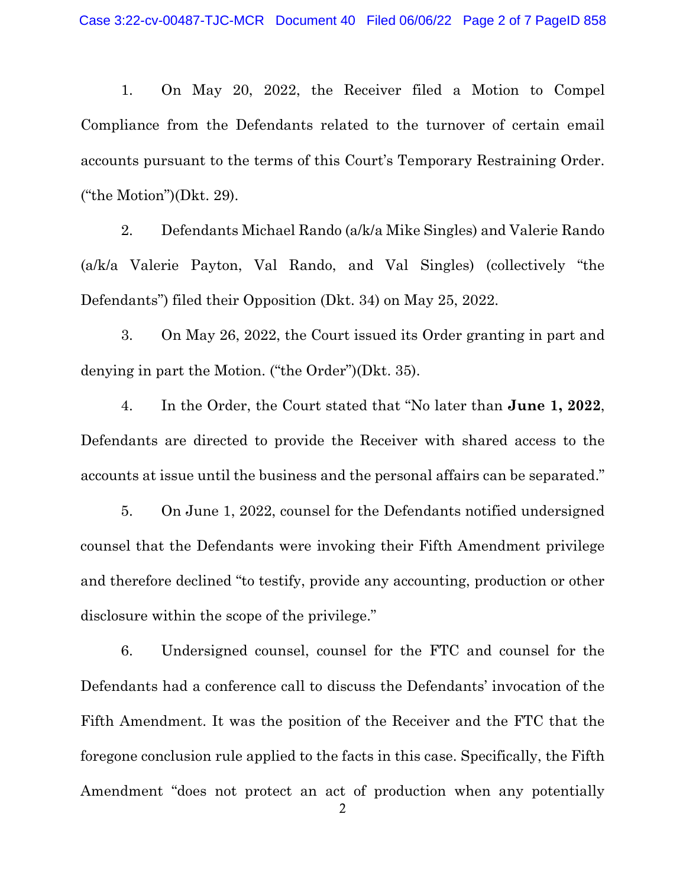1. On May 20, 2022, the Receiver filed a Motion to Compel Compliance from the Defendants related to the turnover of certain email accounts pursuant to the terms of this Court's Temporary Restraining Order. ("the Motion")(Dkt. 29).

2. Defendants Michael Rando (a/k/a Mike Singles) and Valerie Rando (a/k/a Valerie Payton, Val Rando, and Val Singles) (collectively "the Defendants") filed their Opposition (Dkt. 34) on May 25, 2022.

3. On May 26, 2022, the Court issued its Order granting in part and denying in part the Motion. ("the Order")(Dkt. 35).

4. In the Order, the Court stated that "No later than **June 1, 2022**, Defendants are directed to provide the Receiver with shared access to the accounts at issue until the business and the personal affairs can be separated."

5. On June 1, 2022, counsel for the Defendants notified undersigned counsel that the Defendants were invoking their Fifth Amendment privilege and therefore declined "to testify, provide any accounting, production or other disclosure within the scope of the privilege."

6. Undersigned counsel, counsel for the FTC and counsel for the Defendants had a conference call to discuss the Defendants' invocation of the Fifth Amendment. It was the position of the Receiver and the FTC that the foregone conclusion rule applied to the facts in this case. Specifically, the Fifth Amendment "does not protect an act of production when any potentially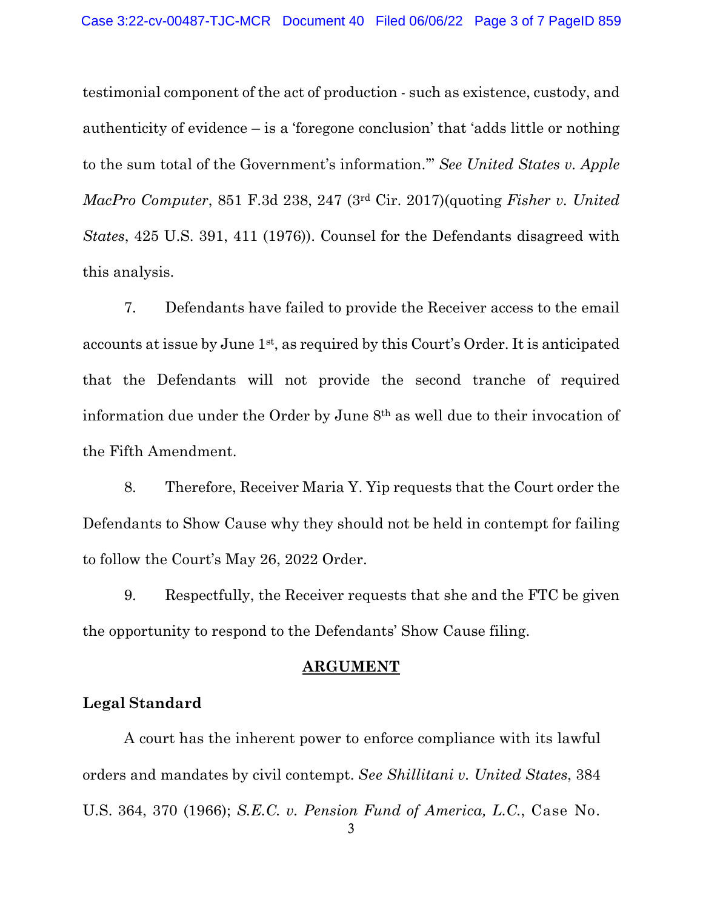testimonial component of the act of production - such as existence, custody, and authenticity of evidence – is a 'foregone conclusion' that 'adds little or nothing to the sum total of the Government's information.'" *See United States v. Apple MacPro Computer*, 851 F.3d 238, 247 (3rd Cir. 2017)(quoting *Fisher v. United States*, 425 U.S. 391, 411 (1976)). Counsel for the Defendants disagreed with this analysis.

7. Defendants have failed to provide the Receiver access to the email accounts at issue by June 1st, as required by this Court's Order. It is anticipated that the Defendants will not provide the second tranche of required information due under the Order by June 8th as well due to their invocation of the Fifth Amendment.

8. Therefore, Receiver Maria Y. Yip requests that the Court order the Defendants to Show Cause why they should not be held in contempt for failing to follow the Court's May 26, 2022 Order.

9. Respectfully, the Receiver requests that she and the FTC be given the opportunity to respond to the Defendants' Show Cause filing.

## ARGUMENT

### Legal Standard

A court has the inherent power to enforce compliance with its lawful orders and mandates by civil contempt. *See Shillitani v. United States*, 384 U.S. 364, 370 (1966); *S.E.C. v. Pension Fund of America, L.C.*, Case No.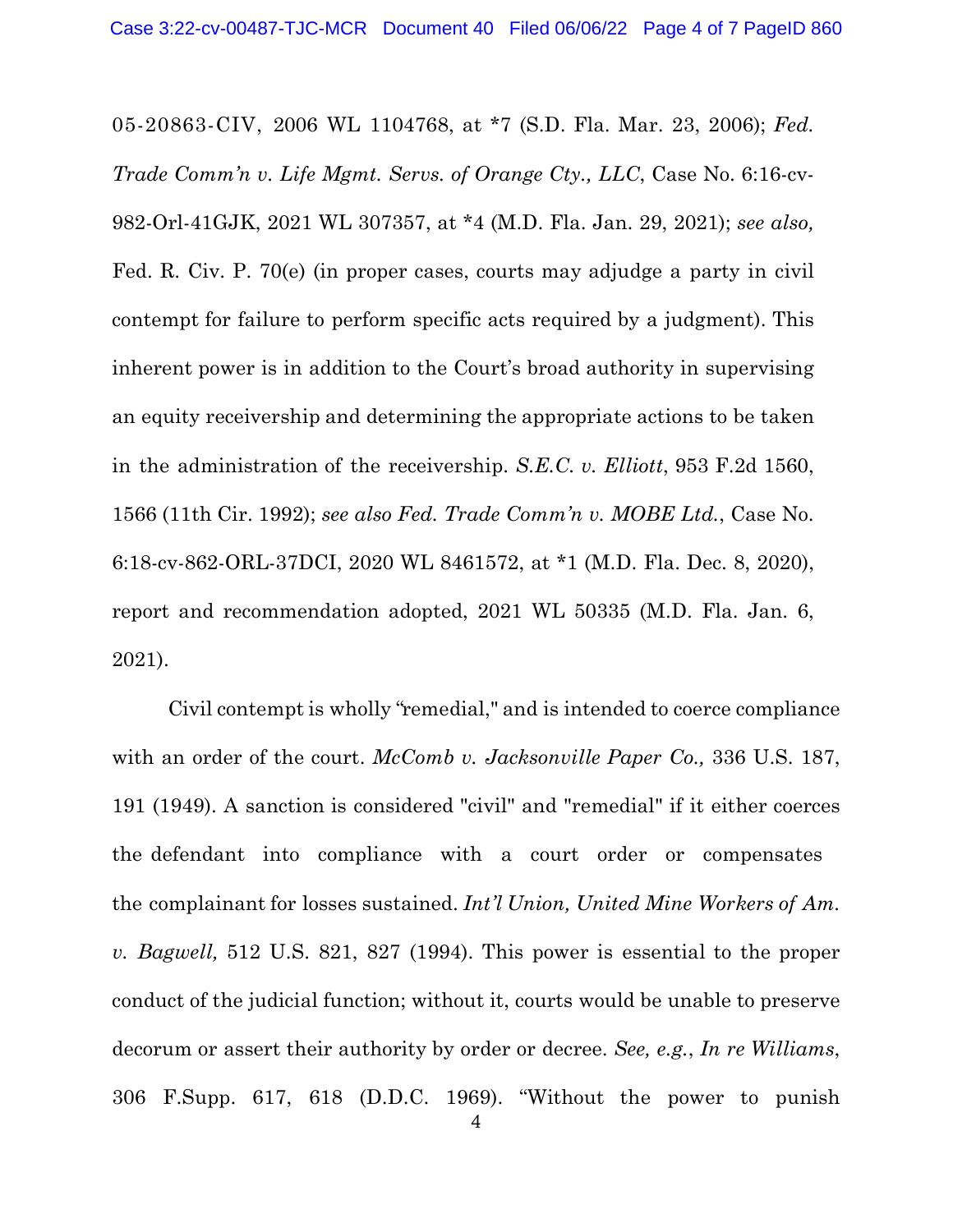05-20863-CIV, 2006 WL 1104768, at *7 (S.D. Fla. Mar. 23, 2006); *Fed. Trade Comm'n v. Life Mgmt. Servs. of Orange Cty., LLC*, Case No. 6:16-cv-982-Orl-41GJK, 2021 WL 307357, at *4 (M.D. Fla. Jan. 29, 2021); *see also,* Fed. R. Civ. P. 70(e) (in proper cases, courts may adjudge a party in civil contempt for failure to perform specific acts required by a judgment). This inherent power is in addition to the Court's broad authority in supervising an equity receivership and determining the appropriate actions to be taken in the administration of the receivership. *S.E.C. v. Elliott*, 953 F.2d 1560, 1566 (11th Cir. 1992); *see also Fed. Trade Comm'n v. MOBE Ltd.*, Case No. 6:18-cv-862-ORL-37DCI, 2020 WL 8461572, at *1 (M.D. Fla. Dec. 8, 2020), report and recommendation adopted, 2021 WL 50335 (M.D. Fla. Jan. 6, 2021).

Civil contempt is wholly "remedial," and is intended to coerce compliance with an order of the court. *McComb v. Jacksonville Paper Co.,* 336 U.S. 187, 191 (1949). A sanction is considered "civil" and "remedial" if it either coerces the defendant into compliance with a court order or compensates the complainant for losses sustained. *Int'l Union, United Mine Workers of Am. v. Bagwell,* 512 U.S. 821, 827 (1994). This power is essential to the proper conduct of the judicial function; without it, courts would be unable to preserve decorum or assert their authority by order or decree. *See, e.g.*, *In re Williams*, 306 F.Supp. 617, 618 (D.D.C. 1969). "Without the power to punish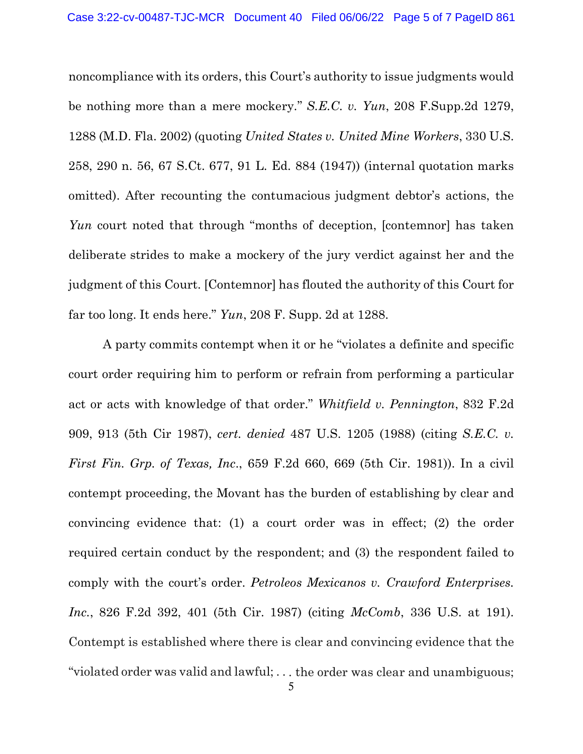noncompliance with its orders, this Court's authority to issue judgments would be nothing more than a mere mockery." *S.E.C. v. Yun*, 208 F.Supp.2d 1279, 1288 (M.D. Fla. 2002) (quoting *United States v. United Mine Workers*, 330 U.S. 258, 290 n. 56, 67 S.Ct. 677, 91 L. Ed. 884 (1947)) (internal quotation marks omitted). After recounting the contumacious judgment debtor's actions, the *Yun* court noted that through "months of deception, [contemnor] has taken deliberate strides to make a mockery of the jury verdict against her and the judgment of this Court. [Contemnor] has flouted the authority of this Court for far too long. It ends here." *Yun*, 208 F. Supp. 2d at 1288.

A party commits contempt when it or he "violates a definite and specific court order requiring him to perform or refrain from performing a particular act or acts with knowledge of that order." *Whitfield v. Pennington*, 832 F.2d 909, 913 (5th Cir 1987), *cert. denied* 487 U.S. 1205 (1988) (citing *S.E.C. v. First Fin. Grp. of Texas, Inc.*, 659 F.2d 660, 669 (5th Cir. 1981)). In a civil contempt proceeding, the Movant has the burden of establishing by clear and convincing evidence that: (1) a court order was in effect; (2) the order required certain conduct by the respondent; and (3) the respondent failed to comply with the court's order. *Petroleos Mexicanos v. Crawford Enterprises. Inc.*, 826 F.2d 392, 401 (5th Cir. 1987) (citing *McComb*, 336 U.S. at 191). Contempt is established where there is clear and convincing evidence that the "violated order was valid and lawful; . . . the order was clear and unambiguous;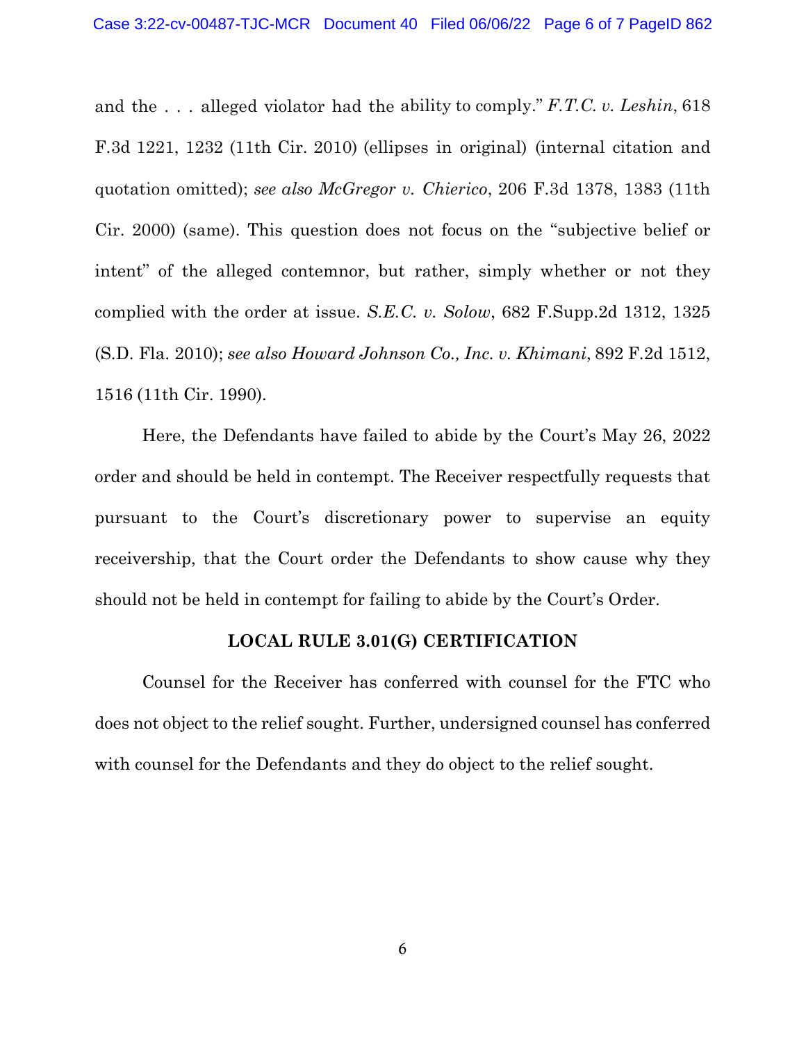and the . . . alleged violator had the ability to comply." *F.T.C. v. Leshin*, 618 F.3d 1221, 1232 (11th Cir. 2010) (ellipses in original) (internal citation and quotation omitted); *see also McGregor v. Chierico*, 206 F.3d 1378, 1383 (11th Cir. 2000) (same). This question does not focus on the "subjective belief or intent" of the alleged contemnor, but rather, simply whether or not they complied with the order at issue. *S.E.C. v. Solow*, 682 F.Supp.2d 1312, 1325 (S.D. Fla. 2010); *see also Howard Johnson Co., Inc. v. Khimani*, 892 F.2d 1512, 1516 (11th Cir. 1990).

Here, the Defendants have failed to abide by the Court's May 26, 2022 order and should be held in contempt. The Receiver respectfully requests that pursuant to the Court's discretionary power to supervise an equity receivership, that the Court order the Defendants to show cause why they should not be held in contempt for failing to abide by the Court's Order.

## LOCAL RULE 3.01(G) CERTIFICATION

Counsel for the Receiver has conferred with counsel for the FTC who does not object to the relief sought. Further, undersigned counsel has conferred with counsel for the Defendants and they do object to the relief sought.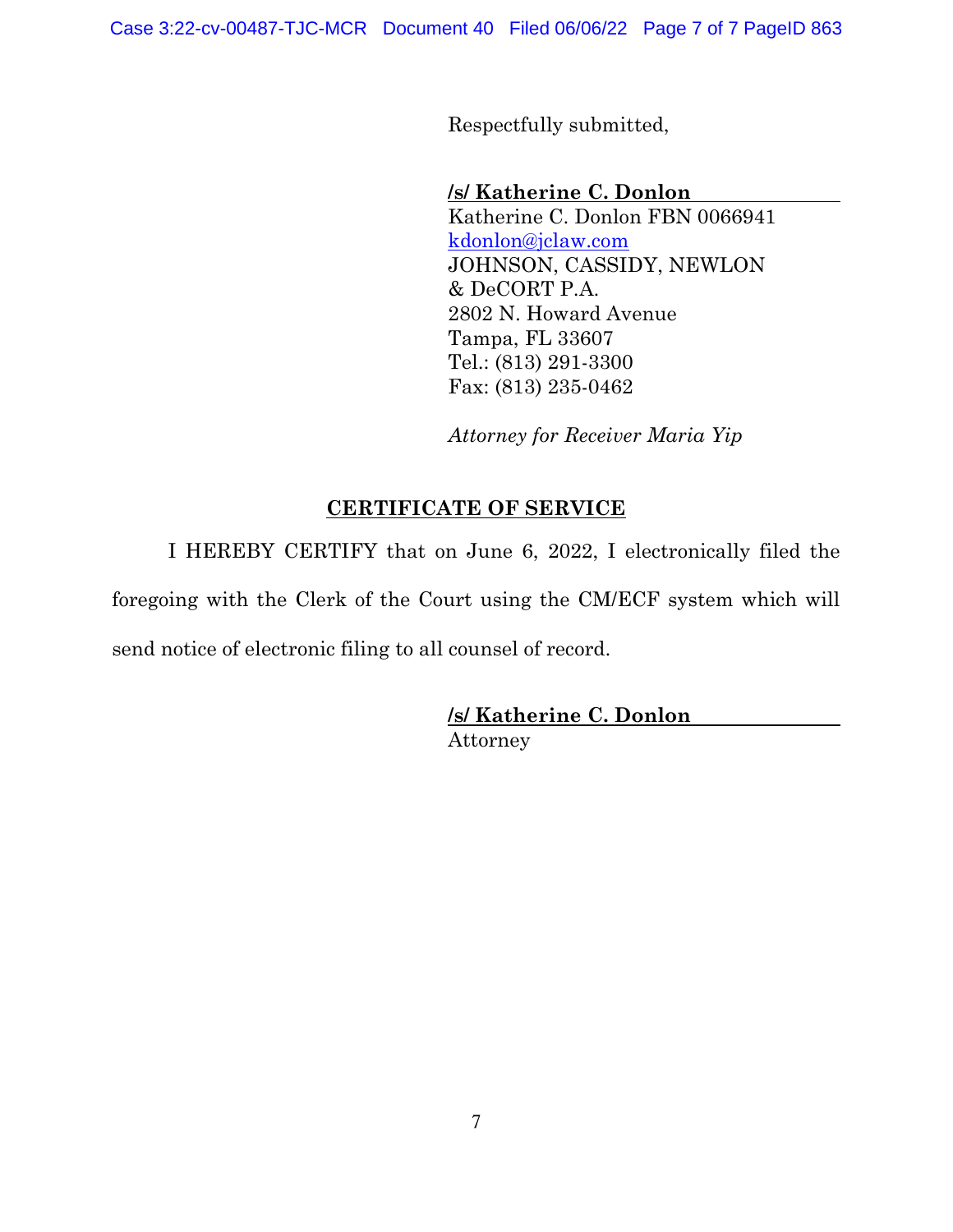Respectfully submitted,

**/s/ Katherine C. Donlon**
Katherine C. Donlon FBN 0066941
kdonlon@jclaw.com
JOHNSON, CASSIDY, NEWLON & DeCORT P.A.
2802 N. Howard Avenue
Tampa, FL 33607
Tel.: (813) 291-3300
Fax: (813) 235-0462

*Attorney for Receiver Maria Yip*

## CERTIFICATE OF SERVICE

I HEREBY CERTIFY that on June 6, 2022, I electronically filed the foregoing with the Clerk of the Court using the CM/ECF system which will send notice of electronic filing to all counsel of record.

**/s/ Katherine C. Donlon**
Attorney